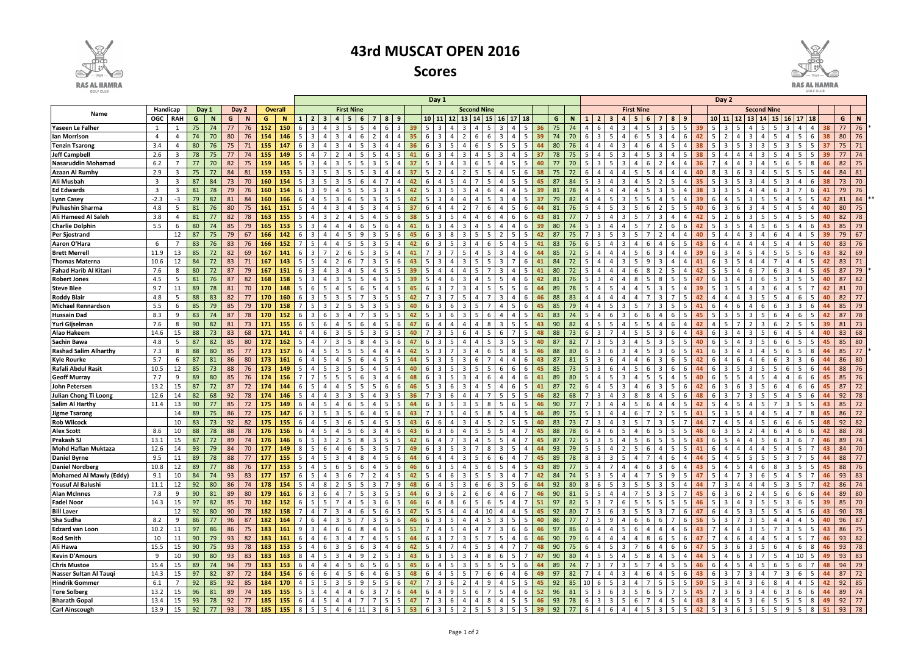# 43rd MUSCAT OPEN 2016

## Scores

| Name | Handicap | | Day 1 | | Day 2 | | Overall | | Day 1 First Nine | | | | | | | | | | Day 1 Second Nine | | | | | | | | | | Day 1 | | Day 2 First Nine | | | | | | | | | | Day 2 Second Nine | | | | | | | | | | Day 2 | | |
|---|---|---|---|---|---|---|---|---|---|---|---|---|---|---|---|---|---|---|---|---|---|---|---|---|---|---|---|---|---|---|---|---|---|---|---|---|---|---|---|---|---|---|---|---|---|---|---|---|---|---|---|---|---|
| | OGC | RAH | G | N | G | N | G | N | 1 | 2 | 3 | 4 | 5 | 6 | 7 | 8 | 9 | | 10 | 11 | 12 | 13 | 14 | 15 | 16 | 17 | 18 | | G | N | 1 | 2 | 3 | 4 | 5 | 6 | 7 | 8 | 9 | | 10 | 11 | 12 | 13 | 14 | 15 | 16 | 17 | 18 | | G | N | |
| Yaseen Le Falher | 1 | 1 | 75 | 74 | 77 | 76 | 152 | 150 | 6 | 3 | 4 | 3 | 5 | 5 | 4 | 6 | 3 | 39 | 5 | 3 | 4 | 3 | 4 | 5 | 3 | 4 | 5 | 36 | 75 | 74 | 4 | 6 | 4 | 3 | 4 | 5 | 3 | 5 | 5 | 39 | 5 | 3 | 5 | 4 | 5 | 5 | 3 | 4 | 4 | 38 | 77 | 76 | * |
| Ian Morrison | 4 | 4 | 74 | 70 | 80 | 76 | 154 | 146 | 5 | 3 | 4 | 3 | 4 | 6 | 2 | 4 | 4 | 35 | 6 | 3 | 4 | 2 | 6 | 6 | 3 | 4 | 5 | 39 | 74 | 70 | 6 | 3 | 5 | 4 | 6 | 5 | 3 | 4 | 6 | 42 | 5 | 2 | 4 | 3 | 4 | 5 | 4 | 5 | 6 | 38 | 80 | 76 | |
| Tenzin Tsarong | 3.4 | 4 | 80 | 76 | 75 | 71 | 155 | 147 | 6 | 3 | 4 | 3 | 4 | 5 | 3 | 4 | 4 | 36 | 6 | 3 | 5 | 4 | 6 | 5 | 5 | 5 | 5 | 44 | 80 | 76 | 4 | 4 | 4 | 3 | 4 | 6 | 4 | 5 | 4 | 38 | 5 | 3 | 5 | 3 | 3 | 5 | 3 | 5 | 5 | 37 | 75 | 71 | |
| Jeff Campbell | 2.6 | 3 | 78 | 75 | 77 | 74 | 155 | 149 | 5 | 4 | 7 | 2 | 4 | 5 | 5 | 4 | 5 | 41 | 6 | 3 | 4 | 3 | 4 | 5 | 3 | 4 | 5 | 37 | 78 | 75 | 5 | 4 | 5 | 3 | 4 | 5 | 3 | 4 | 5 | 38 | 5 | 4 | 4 | 4 | 3 | 5 | 4 | 5 | 5 | 39 | 77 | 74 | |
| Nasaruddin Mohamad | 6.2 | 7 | 77 | 70 | 82 | 75 | 159 | 145 | 5 | 3 | 4 | 3 | 5 | 5 | 3 | 5 | 4 | 37 | 5 | 3 | 4 | 3 | 6 | 5 | 4 | 5 | 5 | 40 | 77 | 70 | 5 | 3 | 5 | 3 | 4 | 6 | 2 | 4 | 4 | 36 | 7 | 4 | 4 | 3 | 4 | 5 | 6 | 5 | 8 | 46 | 82 | 75 | |
| Azaan Al Rumhy | 2.9 | 3 | 75 | 72 | 84 | 81 | 159 | 153 | 5 | 3 | 5 | 3 | 5 | 5 | 3 | 4 | 4 | 37 | 5 | 2 | 4 | 2 | 5 | 5 | 4 | 5 | 6 | 38 | 75 | 72 | 6 | 4 | 4 | 4 | 5 | 5 | 4 | 4 | 4 | 40 | 8 | 3 | 6 | 3 | 4 | 5 | 5 | 5 | 5 | 44 | 84 | 81 | |
| Ali Musbah | 3 | 3 | 87 | 84 | 73 | 70 | 160 | 154 | 5 | 3 | 5 | 3 | 5 | 6 | 4 | 7 | 4 | 42 | 6 | 4 | 5 | 4 | 7 | 5 | 4 | 5 | 5 | 45 | 87 | 84 | 5 | 3 | 4 | 3 | 4 | 5 | 2 | 5 | 4 | 35 | 5 | 3 | 5 | 3 | 4 | 5 | 3 | 4 | 6 | 38 | 73 | 70 | |
| Ed Edwards | 3 | 3 | 81 | 78 | 79 | 76 | 160 | 154 | 6 | 3 | 9 | 4 | 5 | 5 | 3 | 3 | 4 | 42 | 5 | 3 | 5 | 3 | 4 | 6 | 4 | 4 | 5 | 39 | 81 | 78 | 4 | 5 | 4 | 4 | 4 | 5 | 3 | 5 | 4 | 38 | 3 | 3 | 5 | 4 | 4 | 6 | 3 | 7 | 6 | 41 | 79 | 76 | |
| Lynn Casey | -2.3 | -3 | 79 | 82 | 81 | 84 | 160 | 166 | 6 | 4 | 5 | 3 | 6 | 5 | 3 | 5 | 5 | 42 | 5 | 3 | 4 | 4 | 4 | 5 | 3 | 4 | 5 | 37 | 79 | 82 | 4 | 4 | 5 | 3 | 5 | 5 | 4 | 5 | 4 | 39 | 6 | 4 | 5 | 3 | 5 | 5 | 4 | 5 | 5 | 42 | 81 | 84 | ** |
| Pulkeshin Sharma | 4.8 | 5 | 81 | 76 | 80 | 75 | 161 | 151 | 5 | 4 | 4 | 3 | 4 | 5 | 3 | 4 | 5 | 37 | 6 | 4 | 4 | 2 | 7 | 6 | 4 | 5 | 6 | 44 | 81 | 76 | 5 | 4 | 5 | 3 | 5 | 6 | 2 | 5 | 5 | 40 | 6 | 3 | 6 | 3 | 4 | 5 | 4 | 5 | 4 | 40 | 80 | 75 | |
| Ali Hameed Al Saleh | 3.8 | 4 | 81 | 77 | 82 | 78 | 163 | 155 | 5 | 4 | 3 | 2 | 4 | 5 | 4 | 5 | 6 | 38 | 5 | 3 | 5 | 4 | 4 | 6 | 4 | 6 | 6 | 43 | 81 | 77 | 7 | 5 | 4 | 3 | 5 | 7 | 3 | 4 | 4 | 42 | 5 | 2 | 6 | 3 | 5 | 5 | 4 | 5 | 5 | 40 | 82 | 78 | |
| Charlie Dolphin | 5.5 | 6 | 80 | 74 | 85 | 79 | 165 | 153 | 5 | 3 | 4 | 4 | 4 | 6 | 5 | 6 | 4 | 41 | 6 | 3 | 4 | 3 | 4 | 5 | 4 | 4 | 6 | 39 | 80 | 74 | 5 | 3 | 4 | 4 | 5 | 7 | 2 | 6 | 6 | 42 | 5 | 3 | 5 | 4 | 5 | 6 | 5 | 4 | 6 | 43 | 85 | 79 | |
| Per Sjostrand | | 12 | 87 | 75 | 79 | 67 | 166 | 142 | 6 | 3 | 4 | 4 | 5 | 9 | 3 | 5 | 6 | 45 | 6 | 3 | 8 | 3 | 5 | 5 | 2 | 5 | 5 | 42 | 87 | 75 | 7 | 3 | 5 | 3 | 5 | 7 | 2 | 4 | 4 | 40 | 5 | 4 | 4 | 3 | 4 | 6 | 4 | 4 | 5 | 39 | 79 | 67 | |
| Aaron O'Hara | 6 | 7 | 83 | 76 | 83 | 76 | 166 | 152 | 7 | 5 | 4 | 4 | 5 | 5 | 3 | 5 | 4 | 42 | 6 | 3 | 5 | 3 | 4 | 6 | 5 | 4 | 5 | 41 | 83 | 76 | 6 | 5 | 4 | 3 | 4 | 6 | 4 | 6 | 5 | 43 | 6 | 4 | 4 | 4 | 4 | 5 | 4 | 4 | 5 | 40 | 83 | 76 | |
| Brett Merrell | 11.9 | 13 | 85 | 72 | 82 | 69 | 167 | 141 | 6 | 3 | 7 | 2 | 6 | 5 | 3 | 5 | 4 | 41 | 7 | 3 | 7 | 5 | 4 | 5 | 3 | 4 | 6 | 44 | 85 | 72 | 5 | 4 | 4 | 4 | 5 | 6 | 3 | 4 | 4 | 39 | 6 | 3 | 4 | 5 | 4 | 5 | 5 | 5 | 6 | 43 | 82 | 69 | |
| Thomas Materna | 10.6 | 12 | 84 | 72 | 83 | 71 | 167 | 143 | 5 | 5 | 4 | 2 | 6 | 7 | 3 | 5 | 6 | 43 | 5 | 3 | 4 | 3 | 5 | 5 | 3 | 7 | 6 | 41 | 84 | 72 | 5 | 4 | 4 | 3 | 5 | 9 | 3 | 4 | 4 | 41 | 6 | 3 | 5 | 4 | 4 | 7 | 4 | 4 | 5 | 42 | 83 | 71 | |
| Fahad Harib Al Kitani | 7.6 | 8 | 80 | 72 | 87 | 79 | 167 | 151 | 6 | 3 | 4 | 3 | 4 | 5 | 4 | 5 | 5 | 39 | 5 | 4 | 4 | 4 | 5 | 7 | 3 | 4 | 5 | 41 | 80 | 72 | 5 | 4 | 4 | 6 | 8 | 2 | 5 | 4 | 4 | 42 | 5 | 5 | 4 | 6 | 7 | 6 | 3 | 4 | 5 | 45 | 87 | 79 | * |
| Robert Jones | 4.5 | 5 | 81 | 76 | 87 | 82 | 168 | 158 | 5 | 3 | 4 | 3 | 5 | 4 | 5 | 5 | 5 | 39 | 5 | 4 | 6 | 3 | 4 | 5 | 5 | 4 | 6 | 42 | 81 | 76 | 5 | 3 | 4 | 8 | 5 | 8 | 5 | 5 | 4 | 47 | 6 | 3 | 4 | 3 | 6 | 5 | 3 | 5 | 5 | 40 | 87 | 82 | |
| Steve Blee | 9.7 | 11 | 89 | 78 | 81 | 70 | 170 | 148 | 5 | 6 | 5 | 4 | 5 | 6 | 5 | 4 | 5 | 45 | 6 | 3 | 7 | 3 | 4 | 5 | 5 | 5 | 6 | 44 | 89 | 78 | 5 | 4 | 5 | 4 | 4 | 5 | 3 | 5 | 4 | 39 | 5 | 3 | 5 | 4 | 3 | 6 | 4 | 5 | 7 | 42 | 81 | 70 | |
| Roddy Blair | 4.8 | 5 | 88 | 83 | 82 | 77 | 170 | 160 | 6 | 3 | 5 | 3 | 5 | 7 | 3 | 5 | 5 | 42 | 7 | 3 | 7 | 5 | 4 | 7 | 3 | 4 | 6 | 46 | 88 | 83 | 4 | 4 | 4 | 4 | 4 | 7 | 3 | 7 | 5 | 42 | 4 | 4 | 4 | 3 | 5 | 5 | 4 | 6 | 5 | 40 | 82 | 77 | |
| Michael Rennardson | 5.5 | 6 | 85 | 79 | 85 | 79 | 170 | 158 | 7 | 5 | 3 | 2 | 5 | 5 | 3 | 5 | 5 | 40 | 6 | 3 | 6 | 3 | 5 | 7 | 4 | 5 | 6 | 45 | 85 | 79 | 4 | 4 | 5 | 3 | 5 | 7 | 3 | 5 | 5 | 41 | 6 | 4 | 6 | 4 | 6 | 6 | 3 | 3 | 6 | 44 | 85 | 79 | |
| Hussain Dad | 8.3 | 9 | 83 | 74 | 87 | 78 | 170 | 152 | 6 | 3 | 6 | 3 | 4 | 7 | 3 | 5 | 5 | 42 | 5 | 3 | 6 | 3 | 5 | 6 | 4 | 4 | 5 | 41 | 83 | 74 | 5 | 4 | 6 | 3 | 6 | 6 | 4 | 6 | 5 | 45 | 5 | 3 | 5 | 3 | 5 | 6 | 4 | 6 | 5 | 42 | 87 | 78 | |
| Yuri Gijselman | 7.6 | 8 | 90 | 82 | 81 | 73 | 171 | 155 | 6 | 5 | 6 | 4 | 5 | 6 | 4 | 5 | 6 | 47 | 6 | 4 | 4 | 4 | 8 | 3 | 5 | 5 | 4 | 43 | 90 | 82 | 4 | 5 | 5 | 4 | 5 | 5 | 4 | 6 | 4 | 42 | 4 | 5 | 7 | 2 | 3 | 6 | 2 | 5 | 5 | 39 | 81 | 73 | |
| Alao Hakeem | 14.6 | 15 | 88 | 73 | 83 | 68 | 171 | 141 | 4 | 4 | 6 | 3 | 5 | 5 | 3 | 5 | 5 | 40 | 7 | 3 | 5 | 6 | 4 | 5 | 6 | 7 | 5 | 48 | 88 | 73 | 6 | 3 | 7 | 4 | 5 | 5 | 3 | 6 | 4 | 43 | 6 | 3 | 4 | 3 | 5 | 6 | 4 | 5 | 4 | 40 | 83 | 68 | |
| Sachin Bawa | 4.8 | 5 | 87 | 82 | 85 | 80 | 172 | 162 | 5 | 4 | 7 | 3 | 5 | 8 | 4 | 5 | 6 | 47 | 6 | 3 | 5 | 4 | 4 | 5 | 3 | 5 | 5 | 40 | 87 | 82 | 7 | 3 | 5 | 3 | 4 | 5 | 3 | 5 | 5 | 40 | 6 | 5 | 4 | 3 | 5 | 6 | 6 | 5 | 5 | 45 | 85 | 80 | |
| Rashad Salim Alharthy | 7.3 | 8 | 88 | 80 | 85 | 77 | 173 | 157 | 6 | 4 | 5 | 5 | 5 | 5 | 4 | 4 | 4 | 42 | 5 | 3 | 7 | 3 | 4 | 6 | 5 | 8 | 5 | 46 | 88 | 80 | 6 | 3 | 6 | 3 | 4 | 5 | 3 | 6 | 5 | 41 | 6 | 3 | 4 | 3 | 4 | 5 | 6 | 5 | 8 | 44 | 85 | 77 | * |
| Kyle Rourke | 5.7 | 6 | 87 | 81 | 86 | 80 | 173 | 161 | 6 | 4 | 5 | 4 | 5 | 6 | 4 | 5 | 5 | 44 | 5 | 3 | 5 | 3 | 6 | 7 | 4 | 4 | 6 | 43 | 87 | 81 | 5 | 3 | 6 | 4 | 4 | 6 | 3 | 6 | 5 | 42 | 6 | 4 | 6 | 4 | 6 | 6 | 3 | 3 | 6 | 44 | 86 | 80 | |
| Rafali Abdul Rasit | 10.5 | 12 | 85 | 73 | 88 | 76 | 173 | 149 | 5 | 4 | 5 | 3 | 5 | 5 | 4 | 5 | 4 | 40 | 6 | 3 | 5 | 3 | 5 | 5 | 6 | 6 | 6 | 45 | 85 | 73 | 5 | 3 | 6 | 4 | 5 | 6 | 3 | 6 | 6 | 44 | 6 | 3 | 5 | 3 | 5 | 5 | 6 | 5 | 6 | 44 | 88 | 76 | |
| Geoff Murray | 7.7 | 9 | 89 | 80 | 85 | 76 | 174 | 156 | 7 | 7 | 5 | 5 | 5 | 6 | 3 | 4 | 6 | 48 | 6 | 3 | 5 | 3 | 4 | 6 | 4 | 4 | 6 | 41 | 89 | 80 | 4 | 5 | 3 | 4 | 5 | 5 | 5 | 4 | 5 | 40 | 6 | 5 | 5 | 4 | 5 | 4 | 4 | 6 | 6 | 45 | 85 | 76 | |
| John Petersen | 13.2 | 15 | 87 | 72 | 87 | 72 | 174 | 144 | 6 | 5 | 4 | 4 | 5 | 5 | 5 | 6 | 6 | 46 | 5 | 3 | 6 | 3 | 4 | 5 | 4 | 6 | 5 | 41 | 87 | 72 | 6 | 4 | 5 | 3 | 4 | 6 | 3 | 5 | 6 | 42 | 6 | 3 | 6 | 3 | 5 | 6 | 4 | 6 | 6 | 45 | 87 | 72 | |
| Julian Chong Ti Loong | 12.6 | 14 | 82 | 68 | 92 | 78 | 174 | 146 | 5 | 4 | 4 | 3 | 3 | 5 | 4 | 3 | 5 | 36 | 7 | 3 | 6 | 4 | 4 | 7 | 5 | 5 | 5 | 46 | 82 | 68 | 7 | 3 | 4 | 3 | 8 | 8 | 4 | 5 | 6 | 48 | 6 | 3 | 7 | 3 | 5 | 5 | 4 | 5 | 6 | 44 | 92 | 78 | |
| Salim Al Harthy | 11.4 | 13 | 90 | 77 | 85 | 72 | 175 | 149 | 6 | 4 | 5 | 4 | 6 | 5 | 4 | 5 | 5 | 44 | 6 | 3 | 5 | 3 | 5 | 8 | 5 | 6 | 5 | 46 | 90 | 77 | 7 | 3 | 4 | 4 | 5 | 6 | 4 | 4 | 5 | 42 | 5 | 4 | 5 | 4 | 5 | 7 | 3 | 5 | 5 | 43 | 85 | 72 | |
| Jigme Tsarong | | 14 | 89 | 75 | 86 | 72 | 175 | 147 | 6 | 3 | 5 | 3 | 5 | 6 | 4 | 5 | 6 | 43 | 7 | 3 | 5 | 4 | 5 | 8 | 5 | 4 | 5 | 46 | 89 | 75 | 5 | 3 | 4 | 4 | 6 | 7 | 2 | 5 | 5 | 41 | 5 | 3 | 5 | 4 | 4 | 5 | 4 | 7 | 8 | 45 | 86 | 72 | |
| Rob Wilcock | | 10 | 83 | 73 | 92 | 82 | 175 | 155 | 6 | 4 | 5 | 3 | 6 | 5 | 4 | 5 | 5 | 43 | 6 | 6 | 4 | 3 | 4 | 5 | 2 | 5 | 5 | 40 | 83 | 73 | 7 | 3 | 4 | 3 | 5 | 7 | 3 | 5 | 7 | 44 | 7 | 4 | 5 | 4 | 5 | 6 | 6 | 6 | 5 | 48 | 92 | 82 | |
| Alex Scott | 8.6 | 10 | 88 | 78 | 88 | 78 | 176 | 156 | 6 | 4 | 5 | 4 | 5 | 6 | 3 | 4 | 6 | 43 | 6 | 3 | 6 | 4 | 5 | 5 | 4 | 7 | 5 | 45 | 88 | 78 | 6 | 4 | 6 | 5 | 4 | 6 | 5 | 5 | 5 | 46 | 6 | 3 | 5 | 2 | 4 | 6 | 4 | 6 | 6 | 42 | 88 | 78 | |
| Prakash SJ | 13.1 | 15 | 87 | 72 | 89 | 74 | 176 | 146 | 6 | 5 | 3 | 2 | 5 | 8 | 3 | 5 | 5 | 42 | 6 | 4 | 7 | 3 | 4 | 5 | 5 | 4 | 7 | 45 | 87 | 72 | 5 | 3 | 5 | 4 | 5 | 6 | 5 | 5 | 5 | 43 | 6 | 5 | 4 | 4 | 5 | 6 | 3 | 6 | 7 | 46 | 89 | 74 | |
| Mohd Haflan Muktaza | 12.6 | 14 | 93 | 79 | 84 | 70 | 177 | 149 | 8 | 5 | 6 | 4 | 6 | 5 | 3 | 5 | 7 | 49 | 6 | 3 | 5 | 3 | 7 | 8 | 3 | 5 | 4 | 44 | 93 | 79 | 5 | 5 | 4 | 2 | 5 | 6 | 4 | 5 | 5 | 41 | 6 | 4 | 4 | 4 | 4 | 5 | 4 | 5 | 7 | 43 | 84 | 70 | |
| Daniel Byrne | 9.5 | 11 | 89 | 78 | 88 | 77 | 177 | 155 | 5 | 4 | 5 | 3 | 4 | 8 | 4 | 5 | 6 | 44 | 6 | 4 | 4 | 3 | 5 | 6 | 6 | 4 | 7 | 45 | 89 | 78 | 8 | 3 | 3 | 5 | 4 | 7 | 4 | 6 | 4 | 44 | 5 | 4 | 5 | 5 | 5 | 5 | 3 | 7 | 5 | 44 | 88 | 77 | |
| Daniel Nordberg | 10.8 | 12 | 89 | 77 | 88 | 76 | 177 | 153 | 5 | 4 | 5 | 6 | 5 | 6 | 4 | 5 | 6 | 46 | 6 | 3 | 5 | 4 | 5 | 6 | 5 | 4 | 5 | 43 | 89 | 77 | 5 | 4 | 7 | 4 | 4 | 6 | 3 | 6 | 4 | 43 | 5 | 4 | 5 | 4 | 6 | 8 | 3 | 5 | 5 | 45 | 88 | 76 | |
| Mohamed Al Mawly (Eddy) | 9.1 | 10 | 84 | 74 | 93 | 83 | 177 | 157 | 6 | 5 | 4 | 3 | 6 | 7 | 2 | 4 | 5 | 42 | 5 | 4 | 6 | 3 | 5 | 5 | 3 | 4 | 7 | 42 | 84 | 74 | 5 | 3 | 5 | 4 | 4 | 7 | 5 | 9 | 5 | 47 | 5 | 4 | 7 | 3 | 6 | 5 | 4 | 5 | 7 | 46 | 93 | 83 | |
| Yousuf Al Balushi | 11.1 | 12 | 92 | 80 | 86 | 74 | 178 | 154 | 5 | 4 | 8 | 2 | 5 | 5 | 3 | 7 | 9 | 48 | 6 | 4 | 5 | 3 | 6 | 6 | 3 | 5 | 6 | 44 | 92 | 80 | 8 | 6 | 5 | 3 | 5 | 5 | 3 | 5 | 4 | 44 | 7 | 3 | 4 | 4 | 4 | 5 | 3 | 5 | 7 | 42 | 86 | 74 | |
| Alan McInnes | 7.8 | 9 | 90 | 81 | 89 | 80 | 179 | 161 | 6 | 3 | 6 | 4 | 7 | 5 | 3 | 5 | 5 | 44 | 6 | 3 | 6 | 2 | 6 | 6 | 4 | 6 | 7 | 46 | 90 | 81 | 5 | 5 | 4 | 4 | 7 | 5 | 3 | 5 | 7 | 45 | 6 | 3 | 6 | 2 | 4 | 5 | 6 | 6 | 6 | 44 | 89 | 80 | |
| Fadel Noor | 14.3 | 15 | 97 | 82 | 85 | 70 | 182 | 152 | 6 | 5 | 5 | 7 | 4 | 5 | 3 | 6 | 5 | 46 | 6 | 4 | 8 | 6 | 5 | 6 | 5 | 4 | 7 | 51 | 97 | 82 | 5 | 3 | 7 | 6 | 5 | 5 | 5 | 5 | 5 | 46 | 5 | 3 | 4 | 3 | 5 | 5 | 3 | 6 | 5 | 39 | 85 | 70 | |
| Bill Laver | | 12 | 92 | 80 | 90 | 78 | 182 | 158 | 7 | 4 | 7 | 3 | 4 | 6 | 5 | 6 | 5 | 47 | 5 | 5 | 4 | 4 | 4 | 10 | 4 | 4 | 5 | 45 | 92 | 80 | 7 | 5 | 6 | 3 | 5 | 5 | 3 | 7 | 6 | 47 | 6 | 4 | 5 | 3 | 5 | 5 | 4 | 5 | 6 | 43 | 90 | 78 | |
| Sha Sudha | 8.2 | 9 | 86 | 77 | 96 | 87 | 182 | 164 | 7 | 6 | 4 | 3 | 5 | 7 | 3 | 5 | 6 | 46 | 6 | 3 | 5 | 4 | 4 | 5 | 3 | 5 | 5 | 40 | 86 | 77 | 7 | 5 | 9 | 4 | 6 | 6 | 6 | 7 | 6 | 56 | 5 | 3 | 7 | 3 | 5 | 4 | 4 | 4 | 5 | 40 | 96 | 87 | |
| Edzard van Loon | 10.2 | 11 | 97 | 86 | 86 | 75 | 183 | 161 | 9 | 3 | 4 | 6 | 6 | 8 | 4 | 6 | 5 | 51 | 7 | 4 | 5 | 4 | 4 | 7 | 3 | 6 | 6 | 46 | 97 | 86 | 6 | 4 | 4 | 5 | 6 | 4 | 4 | 4 | 6 | 43 | 7 | 4 | 4 | 3 | 5 | 7 | 3 | 5 | 5 | 43 | 86 | 75 | |
| Rod Smith | 10 | 11 | 90 | 79 | 93 | 82 | 183 | 161 | 6 | 4 | 6 | 3 | 4 | 7 | 4 | 5 | 5 | 44 | 6 | 3 | 7 | 3 | 5 | 7 | 5 | 4 | 6 | 46 | 90 | 79 | 6 | 4 | 4 | 4 | 4 | 8 | 6 | 5 | 6 | 47 | 7 | 4 | 6 | 4 | 4 | 5 | 4 | 5 | 7 | 46 | 93 | 82 | |
| Ali Hawa | 15.5 | 15 | 90 | 75 | 93 | 78 | 183 | 153 | 5 | 4 | 6 | 3 | 5 | 6 | 3 | 4 | 6 | 42 | 5 | 4 | 7 | 4 | 5 | 5 | 4 | 7 | 7 | 48 | 90 | 75 | 6 | 4 | 5 | 3 | 7 | 6 | 4 | 6 | 6 | 47 | 5 | 3 | 6 | 3 | 5 | 6 | 4 | 6 | 8 | 46 | 93 | 78 | |
| Kevin D'Amours | 9 | 10 | 90 | 80 | 93 | 83 | 183 | 163 | 8 | 4 | 5 | 3 | 4 | 9 | 2 | 5 | 3 | 43 | 6 | 3 | 5 | 3 | 4 | 8 | 6 | 5 | 7 | 47 | 90 | 80 | 4 | 5 | 5 | 4 | 5 | 8 | 4 | 5 | 4 | 44 | 5 | 4 | 6 | 3 | 7 | 5 | 4 | 10 | 5 | 49 | 93 | 83 | |
| Chris Mustoe | 15.4 | 15 | 89 | 74 | 94 | 79 | 183 | 153 | 6 | 4 | 4 | 4 | 5 | 6 | 5 | 6 | 5 | 45 | 6 | 4 | 5 | 3 | 5 | 5 | 5 | 6 | 5 | 44 | 89 | 74 | 7 | 3 | 7 | 3 | 5 | 7 | 4 | 5 | 5 | 46 | 6 | 4 | 5 | 4 | 5 | 6 | 5 | 6 | 7 | 48 | 94 | 79 | |
| Nasser Sultan Al Tauqi | 14.3 | 15 | 97 | 82 | 87 | 72 | 184 | 154 | 6 | 6 | 6 | 4 | 5 | 6 | 4 | 6 | 5 | 48 | 6 | 4 | 5 | 5 | 7 | 6 | 6 | 4 | 6 | 49 | 97 | 82 | 7 | 4 | 4 | 3 | 4 | 6 | 4 | 5 | 6 | 43 | 6 | 3 | 7 | 3 | 4 | 7 | 3 | 6 | 5 | 44 | 87 | 72 | |
| Hindrik Gommer | 6.1 | 7 | 92 | 85 | 92 | 85 | 184 | 170 | 4 | 5 | 5 | 3 | 5 | 9 | 5 | 5 | 6 | 47 | 7 | 3 | 6 | 2 | 4 | 9 | 4 | 5 | 5 | 45 | 92 | 85 | 10 | 6 | 5 | 3 | 4 | 7 | 5 | 5 | 5 | 50 | 5 | 3 | 4 | 3 | 6 | 8 | 4 | 4 | 5 | 42 | 92 | 85 | |
| Tore Solberg | 13.2 | 15 | 96 | 81 | 89 | 74 | 185 | 155 | 5 | 5 | 4 | 4 | 4 | 6 | 3 | 7 | 6 | 44 | 6 | 4 | 9 | 5 | 6 | 7 | 5 | 4 | 6 | 52 | 96 | 81 | 5 | 3 | 6 | 3 | 5 | 6 | 5 | 7 | 5 | 45 | 7 | 3 | 6 | 3 | 4 | 6 | 3 | 6 | 6 | 44 | 89 | 74 | |
| Bharath Gopal | 13.4 | 15 | 93 | 78 | 92 | 77 | 185 | 155 | 6 | 4 | 5 | 4 | 4 | 7 | 7 | 5 | 5 | 47 | 7 | 3 | 6 | 4 | 4 | 8 | 4 | 5 | 5 | 46 | 93 | 78 | 6 | 3 | 3 | 5 | 6 | 7 | 4 | 5 | 4 | 43 | 8 | 4 | 5 | 3 | 6 | 5 | 5 | 5 | 8 | 49 | 92 | 77 | |
| Carl Ainscough | 13.9 | 15 | 92 | 77 | 93 | 78 | 185 | 155 | 8 | 5 | 5 | 4 | 6 | 11 | 3 | 6 | 5 | 53 | 6 | 3 | 5 | 2 | 5 | 5 | 3 | 5 | 5 | 39 | 92 | 77 | 6 | 4 | 6 | 4 | 4 | 5 | 3 | 5 | 5 | 42 | 5 | 3 | 6 | 5 | 5 | 5 | 9 | 5 | 8 | 51 | 93 | 78 | |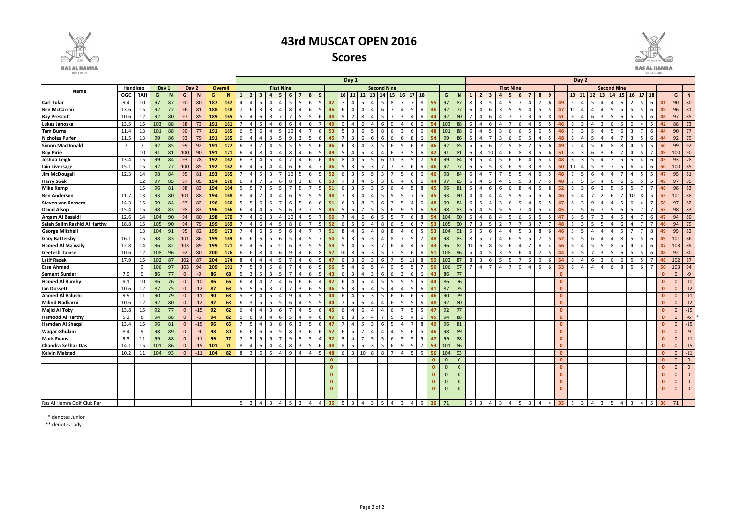# 43rd MUSCAT OPEN 2016

## Scores

| Name | Handicap | | Day 1 | | Day 2 | | Overall | | Day 1 | | | | | | | | | | | | | | | | | | | | | | Day 2 | | | | | | | | | | | | | | | | | | | | | |
|---|---|---|---|---|---|---|---|---|---|---|---|---|---|---|---|---|---|---|---|---|---|---|---|---|---|---|---|---|---|---|---|---|---|---|---|---|---|---|---|---|---|---|---|---|---|---|---|---|---|---|---|---|
| | | | | | | | | | First Nine | | | | | | | | | | Second Nine | | | | | | | | | | | | First Nine | | | | | | | | | | Second Nine | | | | | | | | | | | |
| | OGC | RAH | G | N | G | N | G | N | 1 | 2 | 3 | 4 | 5 | 6 | 7 | 8 | 9 | | 10 | 11 | 12 | 13 | 14 | 15 | 16 | 17 | 18 | | G | N | 1 | 2 | 3 | 4 | 5 | 6 | 7 | 8 | 9 | | 10 | 11 | 12 | 13 | 14 | 15 | 16 | 17 | 18 | | G | N |
| Carl Tular | 9.4 | 10 | 97 | 87 | 90 | 80 | 187 | 167 | 4 | 4 | 5 | 4 | 4 | 5 | 5 | 6 | 5 | 42 | 7 | 4 | 5 | 4 | 5 | 8 | 7 | 7 | 8 | 55 | 97 | 87 | 8 | 3 | 5 | 4 | 5 | 7 | 4 | 7 | 6 | 49 | 5 | 4 | 5 | 4 | 4 | 6 | 2 | 5 | 6 | 41 | 90 | 80 |
| Ben McCarron | 13.6 | 15 | 92 | 77 | 96 | 81 | 188 | 158 | 7 | 6 | 3 | 3 | 4 | 8 | 4 | 6 | 5 | 46 | 6 | 4 | 4 | 4 | 6 | 7 | 4 | 5 | 6 | 46 | 92 | 77 | 6 | 4 | 6 | 3 | 5 | 9 | 4 | 5 | 5 | 47 | 11 | 4 | 4 | 4 | 5 | 5 | 5 | 5 | 6 | 49 | 96 | 81 |
| Ray Prescott | 10.6 | 12 | 92 | 80 | 97 | 85 | 189 | 165 | 5 | 4 | 6 | 3 | 7 | 7 | 5 | 5 | 6 | 48 | 5 | 2 | 8 | 4 | 5 | 7 | 3 | 4 | 6 | 44 | 92 | 80 | 7 | 4 | 6 | 4 | 7 | 7 | 3 | 5 | 8 | 51 | 6 | 4 | 6 | 3 | 5 | 6 | 5 | 5 | 6 | 46 | 97 | 85 |
| Lukas Janoska | 13.5 | 15 | 103 | 88 | 88 | 73 | 191 | 161 | 7 | 4 | 5 | 4 | 6 | 6 | 4 | 6 | 7 | 49 | 9 | 4 | 6 | 4 | 6 | 9 | 4 | 6 | 6 | 54 | 103 | 88 | 5 | 4 | 6 | 4 | 7 | 6 | 4 | 5 | 5 | 46 | 6 | 3 | 4 | 3 | 6 | 5 | 6 | 4 | 5 | 42 | 88 | 73 |
| Tam Burns | 11.4 | 13 | 101 | 88 | 90 | 77 | 191 | 165 | 6 | 5 | 6 | 4 | 5 | 10 | 4 | 7 | 6 | 53 | 5 | 3 | 6 | 5 | 8 | 6 | 3 | 6 | 6 | 48 | 101 | 88 | 6 | 4 | 5 | 3 | 6 | 6 | 5 | 6 | 5 | 46 | 5 | 3 | 5 | 4 | 5 | 6 | 3 | 7 | 6 | 44 | 90 | 77 |
| Nicholas Pulfer | 11.5 | 13 | 99 | 86 | 92 | 79 | 191 | 165 | 6 | 4 | 4 | 3 | 5 | 9 | 3 | 5 | 6 | 45 | 7 | 3 | 6 | 6 | 6 | 6 | 6 | 8 | 6 | 54 | 99 | 86 | 5 | 4 | 7 | 3 | 6 | 9 | 5 | 4 | 5 | 48 | 6 | 4 | 5 | 4 | 4 | 7 | 3 | 5 | 6 | 44 | 92 | 79 |
| Simon MacDonald | 7 | 7 | 92 | 85 | 99 | 92 | 191 | 177 | 6 | 3 | 7 | 4 | 5 | 5 | 5 | 5 | 6 | 46 | 6 | 3 | 4 | 3 | 5 | 6 | 5 | 6 | 8 | 46 | 92 | 85 | 5 | 5 | 6 | 2 | 5 | 8 | 7 | 5 | 6 | 49 | 5 | 4 | 5 | 6 | 8 | 8 | 4 | 5 | 5 | 50 | 99 | 92 |
| Roy Pirie | | 10 | 91 | 81 | 100 | 90 | 191 | 171 | 6 | 4 | 8 | 4 | 4 | 8 | 4 | 6 | 5 | 49 | 5 | 4 | 5 | 4 | 4 | 6 | 3 | 5 | 6 | 42 | 91 | 81 | 6 | 3 | 10 | 4 | 6 | 8 | 3 | 5 | 6 | 51 | 8 | 3 | 6 | 3 | 6 | 7 | 4 | 5 | 7 | 49 | 100 | 90 |
| Joshua Leigh | 13.4 | 15 | 99 | 84 | 93 | 78 | 192 | 162 | 6 | 3 | 4 | 5 | 4 | 7 | 4 | 6 | 6 | 45 | 8 | 4 | 5 | 5 | 6 | 11 | 3 | 5 | 7 | 54 | 99 | 84 | 9 | 5 | 4 | 5 | 6 | 6 | 4 | 5 | 4 | 48 | 6 | 3 | 5 | 4 | 7 | 5 | 5 | 4 | 6 | 45 | 93 | 78 |
| Iain Liversage | 15.1 | 15 | 92 | 77 | 100 | 85 | 192 | 162 | 6 | 4 | 5 | 4 | 4 | 6 | 6 | 4 | 7 | 46 | 5 | 3 | 6 | 3 | 7 | 7 | 3 | 6 | 6 | 46 | 92 | 77 | 6 | 5 | 5 | 3 | 6 | 9 | 3 | 8 | 5 | 50 | 10 | 4 | 5 | 3 | 7 | 5 | 6 | 4 | 6 | 50 | 100 | 85 |
| Jim McDougall | 12.3 | 14 | 98 | 84 | 95 | 81 | 193 | 165 | 7 | 4 | 5 | 3 | 7 | 10 | 5 | 6 | 5 | 52 | 6 | 3 | 5 | 5 | 3 | 7 | 5 | 6 | 6 | 46 | 98 | 84 | 6 | 4 | 7 | 7 | 5 | 5 | 4 | 5 | 5 | 48 | 7 | 5 | 6 | 4 | 4 | 7 | 4 | 5 | 5 | 47 | 95 | 81 |
| Harry Soek | | 12 | 97 | 85 | 97 | 85 | 194 | 170 | 6 | 4 | 7 | 5 | 6 | 8 | 3 | 8 | 6 | 53 | 7 | 3 | 4 | 5 | 3 | 6 | 4 | 6 | 6 | 44 | 97 | 85 | 6 | 4 | 5 | 4 | 5 | 9 | 3 | 7 | 5 | 48 | 7 | 5 | 5 | 4 | 6 | 6 | 6 | 5 | 5 | 49 | 97 | 85 |
| Mike Kemp | | 15 | 96 | 81 | 98 | 83 | 194 | 164 | 5 | 5 | 7 | 5 | 5 | 7 | 5 | 7 | 5 | 51 | 6 | 3 | 5 | 3 | 5 | 6 | 4 | 5 | 8 | 45 | 96 | 81 | 5 | 4 | 6 | 6 | 6 | 8 | 4 | 5 | 8 | 52 | 6 | 3 | 6 | 2 | 5 | 5 | 5 | 7 | 7 | 46 | 98 | 83 |
| Ben Anderson | 11.7 | 13 | 93 | 80 | 101 | 88 | 194 | 168 | 8 | 4 | 7 | 4 | 4 | 6 | 5 | 5 | 5 | 48 | 7 | 3 | 4 | 4 | 5 | 5 | 5 | 7 | 5 | 45 | 93 | 80 | 4 | 4 | 4 | 4 | 5 | 9 | 5 | 5 | 6 | 46 | 6 | 4 | 7 | 2 | 6 | 7 | 10 | 8 | 5 | 55 | 101 | 88 |
| Steven van Rossem | 14.3 | 15 | 99 | 84 | 97 | 82 | 196 | 166 | 5 | 5 | 6 | 5 | 7 | 6 | 5 | 6 | 6 | 51 | 6 | 3 | 8 | 3 | 6 | 7 | 5 | 4 | 6 | 48 | 99 | 84 | 6 | 5 | 4 | 3 | 6 | 9 | 4 | 5 | 5 | 47 | 8 | 3 | 9 | 4 | 4 | 5 | 6 | 4 | 7 | 50 | 97 | 82 |
| David Alsop | 15.4 | 15 | 98 | 83 | 98 | 83 | 196 | 166 | 6 | 4 | 4 | 5 | 5 | 6 | 3 | 7 | 5 | 45 | 5 | 5 | 7 | 5 | 5 | 6 | 9 | 5 | 6 | 53 | 98 | 83 | 6 | 4 | 5 | 5 | 5 | 7 | 4 | 5 | 4 | 45 | 5 | 5 | 6 | 7 | 5 | 6 | 5 | 7 | 7 | 53 | 98 | 83 |
| Arqam Al Busaidi | 12.6 | 14 | 104 | 90 | 94 | 80 | 198 | 170 | 7 | 4 | 6 | 3 | 4 | 10 | 4 | 5 | 7 | 50 | 7 | 4 | 6 | 6 | 5 | 5 | 7 | 6 | 8 | 54 | 104 | 90 | 5 | 4 | 8 | 4 | 5 | 6 | 5 | 5 | 5 | 47 | 6 | 5 | 7 | 3 | 4 | 5 | 4 | 7 | 6 | 47 | 94 | 80 |
| Salah Salim Rashid Al Harthy | 18.8 | 15 | 105 | 90 | 94 | 79 | 199 | 169 | 7 | 4 | 6 | 4 | 5 | 8 | 6 | 7 | 5 | 52 | 6 | 5 | 6 | 4 | 8 | 6 | 5 | 6 | 7 | 53 | 105 | 90 | 7 | 3 | 5 | 2 | 7 | 7 | 3 | 7 | 7 | 48 | 5 | 3 | 5 | 5 | 4 | 6 | 4 | 7 | 7 | 46 | 94 | 79 |
| George Mitchell | | 13 | 104 | 91 | 95 | 82 | 199 | 173 | 7 | 4 | 6 | 5 | 5 | 6 | 4 | 7 | 7 | 51 | 8 | 4 | 6 | 4 | 8 | 8 | 4 | 6 | 5 | 53 | 104 | 91 | 5 | 5 | 6 | 4 | 4 | 5 | 3 | 8 | 6 | 46 | 5 | 5 | 4 | 4 | 4 | 5 | 7 | 7 | 8 | 49 | 95 | 82 |
| Gary Battersby | 16.1 | 15 | 98 | 83 | 101 | 86 | 199 | 169 | 6 | 6 | 6 | 5 | 6 | 5 | 4 | 5 | 7 | 50 | 5 | 3 | 6 | 3 | 4 | 8 | 7 | 5 | 7 | 48 | 98 | 83 | 8 | 5 | 7 | 4 | 6 | 5 | 5 | 7 | 5 | 52 | 6 | 5 | 6 | 4 | 4 | 8 | 5 | 5 | 6 | 49 | 101 | 86 |
| Hamed Al Ma'waly | 12.8 | 14 | 96 | 82 | 103 | 89 | 199 | 171 | 8 | 4 | 6 | 5 | 11 | 6 | 3 | 5 | 5 | 53 | 5 | 4 | 5 | 3 | 7 | 6 | 4 | 4 | 5 | 43 | 96 | 82 | 10 | 6 | 8 | 5 | 6 | 4 | 7 | 6 | 4 | 56 | 6 | 4 | 5 | 5 | 8 | 5 | 4 | 4 | 6 | 47 | 103 | 89 |
| Geetesh Tamse | 10.6 | 12 | 108 | 96 | 92 | 80 | 200 | 176 | 6 | 6 | 8 | 4 | 6 | 9 | 4 | 6 | 8 | 57 | 10 | 3 | 6 | 3 | 5 | 7 | 5 | 6 | 6 | 51 | 108 | 96 | 5 | 4 | 5 | 3 | 5 | 6 | 4 | 7 | 5 | 44 | 6 | 5 | 7 | 3 | 5 | 6 | 5 | 5 | 6 | 48 | 92 | 80 |
| Latif Razek | 17.9 | 15 | 102 | 87 | 102 | 87 | 204 | 174 | 8 | 4 | 4 | 4 | 5 | 7 | 4 | 6 | 5 | 47 | 6 | 3 | 6 | 3 | 6 | 7 | 5 | 11 | 8 | 55 | 102 | 87 | 8 | 3 | 6 | 5 | 5 | 7 | 5 | 9 | 6 | 54 | 6 | 4 | 6 | 3 | 6 | 6 | 5 | 5 | 7 | 48 | 102 | 87 |
| Essa Ahmed | | 9 | 106 | 97 | 103 | 94 | 209 | 191 | 7 | 5 | 9 | 5 | 8 | 7 | 4 | 6 | 5 | 56 | 5 | 4 | 6 | 5 | 4 | 9 | 5 | 5 | 7 | 50 | 106 | 97 | 7 | 4 | 7 | 4 | 7 | 9 | 4 | 5 | 6 | 53 | 6 | 4 | 4 | 4 | 6 | 8 | 5 | 6 | 7 | 50 | 103 | 94 |
| Sumant Sunder | 7.9 | 9 | 86 | 77 | 0 | -9 | 86 | 68 | 5 | 3 | 5 | 3 | 5 | 7 | 4 | 6 | 5 | 43 | 6 | 3 | 4 | 3 | 6 | 6 | 3 | 6 | 6 | 43 | 86 | 77 | | | | | | | | | | 0 | | | | | | | | | | 0 | 0 | -9 |
| Hamed Al Rumhy | 9.1 | 10 | 86 | 76 | 0 | -10 | 86 | 66 | 6 | 4 | 4 | 2 | 4 | 6 | 6 | 6 | 4 | 42 | 6 | 4 | 5 | 4 | 5 | 5 | 5 | 5 | 5 | 44 | 86 | 76 | | | | | | | | | | 0 | | | | | | | | | | 0 | 0 | -10 |
| Ian Dossett | 10.6 | 12 | 87 | 75 | 0 | -12 | 87 | 63 | 5 | 5 | 5 | 3 | 7 | 7 | 3 | 6 | 5 | 46 | 5 | 3 | 5 | 4 | 5 | 4 | 4 | 5 | 6 | 41 | 87 | 75 | | | | | | | | | | 0 | | | | | | | | | | 0 | 0 | -12 |
| Ahmed Al Balushi | 9.9 | 11 | 90 | 79 | 0 | -11 | 90 | 68 | 5 | 3 | 4 | 5 | 4 | 9 | 4 | 5 | 5 | 44 | 6 | 4 | 5 | 3 | 5 | 6 | 6 | 6 | 5 | 46 | 90 | 79 | | | | | | | | | | 0 | | | | | | | | | | 0 | 0 | -11 |
| Milind Nadkarni | 10.6 | 12 | 92 | 80 | 0 | -12 | 92 | 68 | 6 | 3 | 5 | 5 | 5 | 6 | 4 | 5 | 5 | 44 | 7 | 5 | 6 | 4 | 4 | 6 | 5 | 5 | 6 | 48 | 92 | 80 | | | | | | | | | | 0 | | | | | | | | | | 0 | 0 | -12 |
| Majid Al Toky | 13.8 | 15 | 92 | 77 | 0 | -15 | 92 | 62 | 6 | 4 | 4 | 3 | 6 | 7 | 4 | 5 | 6 | 45 | 6 | 4 | 6 | 4 | 4 | 6 | 7 | 5 | 5 | 47 | 92 | 77 | | | | | | | | | | 0 | | | | | | | | | | 0 | 0 | -15 |
| Hamood Al Harthy | 5.2 | 6 | 94 | 88 | 0 | -6 | 94 | 82 | 5 | 6 | 9 | 4 | 6 | 5 | 4 | 4 | 6 | 49 | 6 | 3 | 5 | 4 | 7 | 5 | 5 | 4 | 6 | 45 | 94 | 88 | | | | | | | | | | 0 | | | | | | | | | | 0 | 0 | -6 * |
| Hamdan Al Shaqsi | 13.4 | 15 | 96 | 81 | 0 | -15 | 96 | 66 | 7 | 5 | 4 | 3 | 8 | 6 | 3 | 5 | 6 | 47 | 7 | 4 | 5 | 3 | 6 | 5 | 4 | 7 | 8 | 49 | 96 | 81 | | | | | | | | | | 0 | | | | | | | | | | 0 | 0 | -15 |
| Waqar Ghulam | 8.4 | 9 | 98 | 89 | 0 | -9 | 98 | 80 | 6 | 6 | 6 | 6 | 5 | 8 | 3 | 6 | 6 | 52 | 6 | 5 | 7 | 4 | 4 | 4 | 5 | 6 | 5 | 46 | 98 | 89 | | | | | | | | | | 0 | | | | | | | | | | 0 | 0 | -9 |
| Mark Evans | 9.5 | 11 | 99 | 88 | 0 | -11 | 99 | 77 | 7 | 5 | 5 | 5 | 7 | 9 | 5 | 5 | 4 | 52 | 5 | 4 | 7 | 5 | 5 | 6 | 5 | 5 | 5 | 47 | 99 | 88 | | | | | | | | | | 0 | | | | | | | | | | 0 | 0 | -11 |
| Chandra Sekhar Das | 14.1 | 15 | 101 | 86 | 0 | -15 | 101 | 71 | 8 | 4 | 6 | 4 | 4 | 8 | 3 | 5 | 6 | 48 | 8 | 5 | 5 | 3 | 5 | 6 | 9 | 5 | 7 | 53 | 101 | 86 | | | | | | | | | | 0 | | | | | | | | | | 0 | 0 | -15 |
| Kelvin Melsted | 10.2 | 11 | 104 | 93 | 0 | -11 | 104 | 82 | 8 | 3 | 6 | 5 | 4 | 9 | 4 | 4 | 5 | 48 | 6 | 3 | 10 | 8 | 8 | 7 | 4 | 5 | 5 | 56 | 104 | 93 | | | | | | | | | | 0 | | | | | | | | | | 0 | 0 | -11 |
| | | | | | | | | | | | | | | | | | | 0 | | | | | | | | | | 0 | 0 | 0 | | | | | | | | | | 0 | | | | | | | | | | 0 | 0 | 0 |
| | | | | | | | | | | | | | | | | | | 0 | | | | | | | | | | 0 | 0 | 0 | | | | | | | | | | 0 | | | | | | | | | | 0 | 0 | 0 |
| | | | | | | | | | | | | | | | | | | 0 | | | | | | | | | | 0 | 0 | 0 | | | | | | | | | | 0 | | | | | | | | | | 0 | 0 | 0 |
| | | | | | | | | | | | | | | | | | | 0 | | | | | | | | | | 0 | 0 | 0 | | | | | | | | | | 0 | | | | | | | | | | 0 | 0 | 0 |
| | | | | | | | | | | | | | | | | | | 0 | | | | | | | | | | 0 | 0 | 0 | | | | | | | | | | 0 | | | | | | | | | | 0 | 0 | 0 |
| | | | | | | | | | | | | | | | | | | | | | | | | | | | | | | | | | | | | | | | | | | | | | | | | | | | | |
| Ras Al Hamra Golf Club Par | | | | | | | | | 5 | 3 | 4 | 3 | 4 | 5 | 3 | 4 | 4 | 35 | 5 | 3 | 4 | 3 | 5 | 4 | 3 | 4 | 5 | 36 | 71 | | 5 | 3 | 4 | 3 | 4 | 5 | 3 | 4 | 4 | 35 | 5 | 3 | 4 | 3 | 5 | 4 | 3 | 4 | 5 | 36 | 71 | |

\* denotes Junior

** denotes Lady